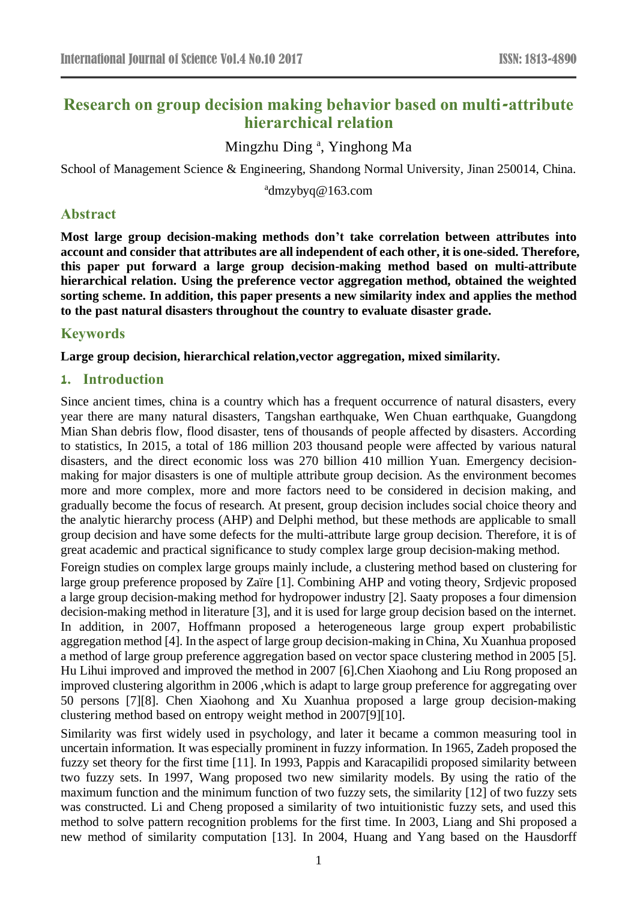# Research on group decision making behavior based on multi-attribute hierarchical relation

Mingzhu Ding [a], Yinghong Ma

School of Management Science & Engineering, Shandong Normal University, Jinan 250014, China.

[a]dmzybyq@163.com

## Abstract

**Most large group decision-making methods don't take correlation between attributes into account and consider that attributes are all independent of each other, it is one-sided. Therefore, this paper put forward a large group decision-making method based on multi-attribute hierarchical relation. Using the preference vector aggregation method, obtained the weighted sorting scheme. In addition, this paper presents a new similarity index and applies the method to the past natural disasters throughout the country to evaluate disaster grade.**

## Keywords

**Large group decision, hierarchical relation,vector aggregation, mixed similarity.**

## 1. Introduction

Since ancient times, china is a country which has a frequent occurrence of natural disasters, every year there are many natural disasters, Tangshan earthquake, Wen Chuan earthquake, Guangdong Mian Shan debris flow, flood disaster, tens of thousands of people affected by disasters. According to statistics, In 2015, a total of 186 million 203 thousand people were affected by various natural disasters, and the direct economic loss was 270 billion 410 million Yuan. Emergency decision-making for major disasters is one of multiple attribute group decision. As the environment becomes more and more complex, more and more factors need to be considered in decision making, and gradually become the focus of research. At present, group decision includes social choice theory and the analytic hierarchy process (AHP) and Delphi method, but these methods are applicable to small group decision and have some defects for the multi-attribute large group decision. Therefore, it is of great academic and practical significance to study complex large group decision-making method.

Foreign studies on complex large groups mainly include, a clustering method based on clustering for large group preference proposed by Zaïre [1]. Combining AHP and voting theory, Srdjevic proposed a large group decision-making method for hydropower industry [2]. Saaty proposes a four dimension decision-making method in literature [3], and it is used for large group decision based on the internet. In addition, in 2007, Hoffmann proposed a heterogeneous large group expert probabilistic aggregation method [4]. In the aspect of large group decision-making in China, Xu Xuanhua proposed a method of large group preference aggregation based on vector space clustering method in 2005 [5]. Hu Lihui improved and improved the method in 2007 [6].Chen Xiaohong and Liu Rong proposed an improved clustering algorithm in 2006 ,which is adapt to large group preference for aggregating over 50 persons [7][8]. Chen Xiaohong and Xu Xuanhua proposed a large group decision-making clustering method based on entropy weight method in 2007[9][10].

Similarity was first widely used in psychology, and later it became a common measuring tool in uncertain information. It was especially prominent in fuzzy information. In 1965, Zadeh proposed the fuzzy set theory for the first time [11]. In 1993, Pappis and Karacapilidi proposed similarity between two fuzzy sets. In 1997, Wang proposed two new similarity models. By using the ratio of the maximum function and the minimum function of two fuzzy sets, the similarity [12] of two fuzzy sets was constructed. Li and Cheng proposed a similarity of two intuitionistic fuzzy sets, and used this method to solve pattern recognition problems for the first time. In 2003, Liang and Shi proposed a new method of similarity computation [13]. In 2004, Huang and Yang based on the Hausdorff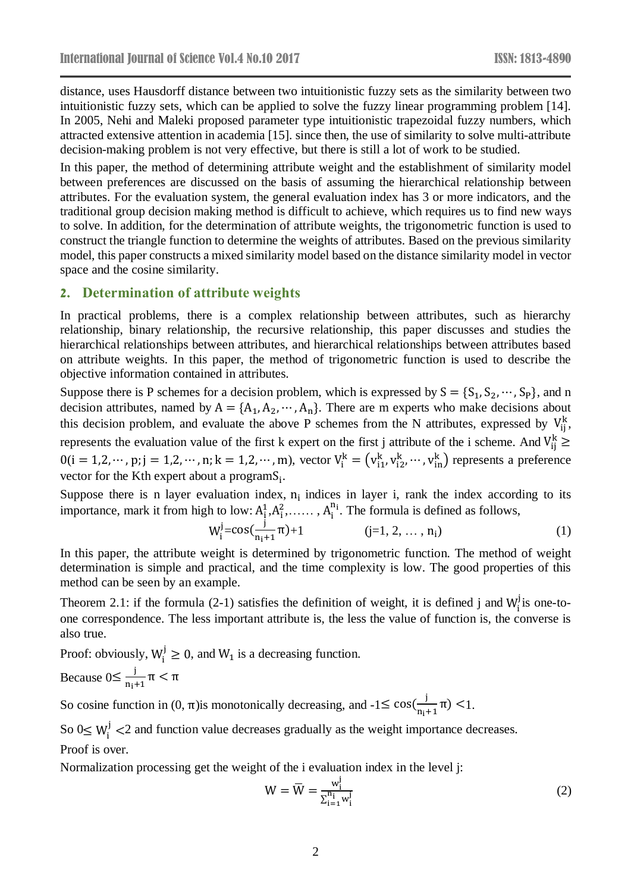distance, uses Hausdorff distance between two intuitionistic fuzzy sets as the similarity between two intuitionistic fuzzy sets, which can be applied to solve the fuzzy linear programming problem [14]. In 2005, Nehi and Maleki proposed parameter type intuitionistic trapezoidal fuzzy numbers, which attracted extensive attention in academia [15]. since then, the use of similarity to solve multi-attribute decision-making problem is not very effective, but there is still a lot of work to be studied.

In this paper, the method of determining attribute weight and the establishment of similarity model between preferences are discussed on the basis of assuming the hierarchical relationship between attributes. For the evaluation system, the general evaluation index has 3 or more indicators, and the traditional group decision making method is difficult to achieve, which requires us to find new ways to solve. In addition, for the determination of attribute weights, the trigonometric function is used to construct the triangle function to determine the weights of attributes. Based on the previous similarity model, this paper constructs a mixed similarity model based on the distance similarity model in vector space and the cosine similarity.

## 2. Determination of attribute weights

In practical problems, there is a complex relationship between attributes, such as hierarchy relationship, binary relationship, the recursive relationship, this paper discusses and studies the hierarchical relationships between attributes, and hierarchical relationships between attributes based on attribute weights. In this paper, the method of trigonometric function is used to describe the objective information contained in attributes.

Suppose there is P schemes for a decision problem, which is expressed by $S = \{S_1, S_2, \cdots, S_P\}$, and n decision attributes, named by $A = \{A_1, A_2, \cdots, A_n\}$. There are m experts who make decisions about this decision problem, and evaluate the above P schemes from the N attributes, expressed by $V_{ij}^k$, represents the evaluation value of the first k expert on the first j attribute of the i scheme. And $V_{ij}^k \geq 0 (i = 1,2,\cdots, p; j = 1,2,\cdots, n; k = 1,2,\cdots, m)$, vector $V_i^k = (v_{i1}^k, v_{i2}^k, \cdots, v_{in}^k)$ represents a preference vector for the Kth expert about a program$S_i$.

Suppose there is n layer evaluation index, $n_i$ indices in layer i, rank the index according to its importance, mark it from high to low: $A_i^1, A_i^2, \ldots\ldots, A_i^{n_i}$. The formula is defined as follows,

$$W_i^j = \cos\left(\frac{j}{n_i+1}\pi\right) + 1 \qquad (j=1, 2, \ldots, n_i) \tag{1}$$

In this paper, the attribute weight is determined by trigonometric function. The method of weight determination is simple and practical, and the time complexity is low. The good properties of this method can be seen by an example.

Theorem 2.1: if the formula (2-1) satisfies the definition of weight, it is defined j and $W_i^j$ is one-to-one correspondence. The less important attribute is, the less the value of function is, the converse is also true.

Proof: obviously, $W_i^j \geq 0$, and $W_1$ is a decreasing function.

Because $0 \leq \frac{j}{n_i+1}\pi < \pi$

So cosine function in $(0, \pi)$is monotonically decreasing, and $-1 \leq \cos\left(\frac{j}{n_i+1}\pi\right) < 1$.

So $0 \leq W_i^j < 2$ and function value decreases gradually as the weight importance decreases.

Proof is over.

Normalization processing get the weight of the i evaluation index in the level j:

$$W = \bar{W} = \frac{w_i^j}{\sum_{i=1}^{n_i} w_i^j} \tag{2}$$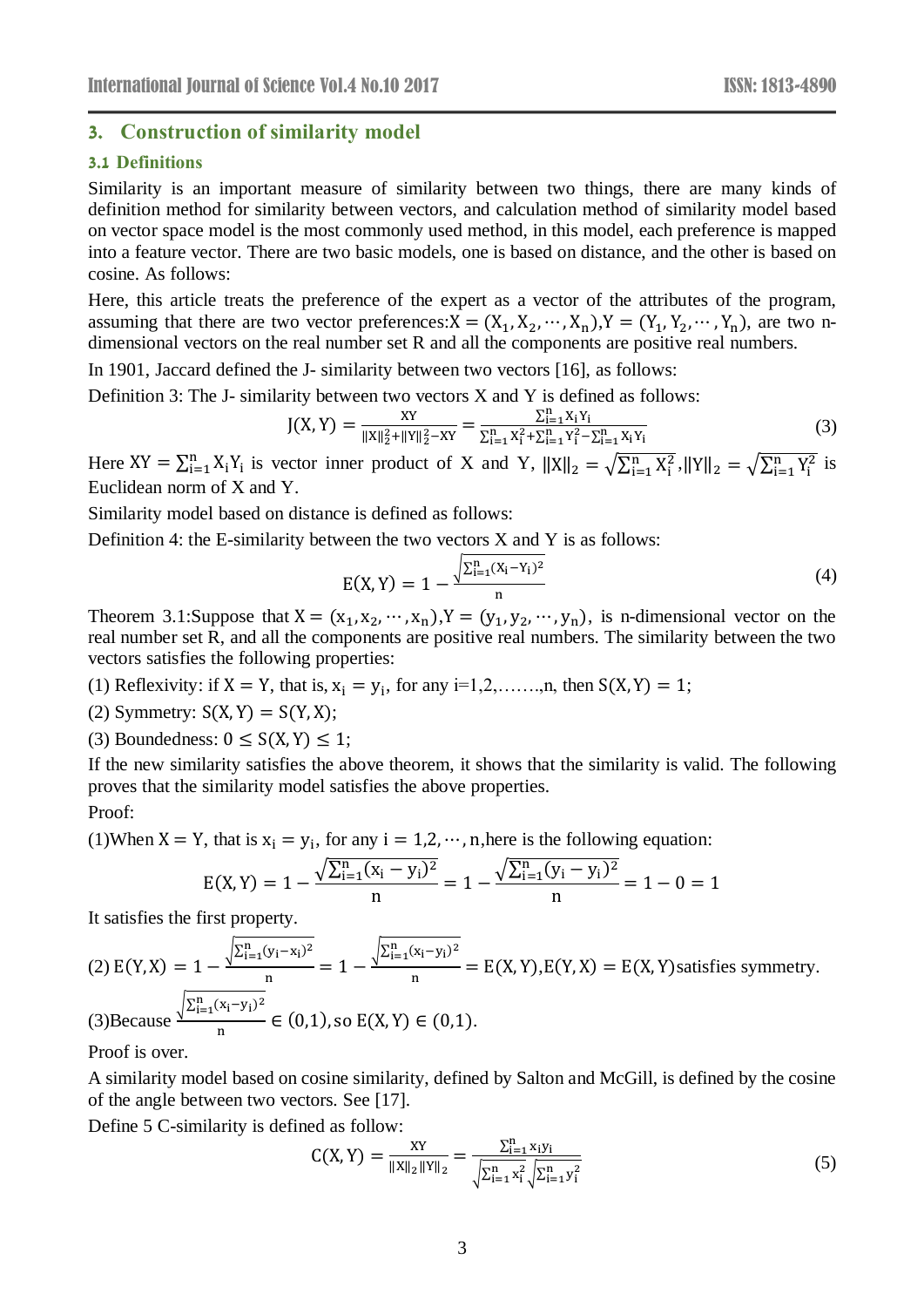## 3. Construction of similarity model

### 3.1 Definitions

Similarity is an important measure of similarity between two things, there are many kinds of definition method for similarity between vectors, and calculation method of similarity model based on vector space model is the most commonly used method, in this model, each preference is mapped into a feature vector. There are two basic models, one is based on distance, and the other is based on cosine. As follows:

Here, this article treats the preference of the expert as a vector of the attributes of the program, assuming that there are two vector preferences:$X=(X_1,X_2,\cdots,X_n)$,$Y=(Y_1,Y_2,\cdots,Y_n)$, are two n-dimensional vectors on the real number set R and all the components are positive real numbers.

In 1901, Jaccard defined the J- similarity between two vectors [16], as follows:

Definition 3: The J- similarity between two vectors X and Y is defined as follows:

$$J(X,Y)=\frac{XY}{\|X\|_2^2+\|Y\|_2^2-XY}=\frac{\sum_{i=1}^{n}X_iY_i}{\sum_{i=1}^{n}X_i^2+\sum_{i=1}^{n}Y_i^2-\sum_{i=1}^{n}X_iY_i} \tag{3}$$

Here $XY=\sum_{i=1}^{n}X_iY_i$ is vector inner product of X and Y, $\|X\|_2=\sqrt{\sum_{i=1}^{n}X_i^2}$,$\|Y\|_2=\sqrt{\sum_{i=1}^{n}Y_i^2}$ is Euclidean norm of X and Y.

Similarity model based on distance is defined as follows:

Definition 4: the E-similarity between the two vectors X and Y is as follows:

$$E(X,Y)=1-\frac{\sqrt{\sum_{i=1}^{n}(X_i-Y_i)^2}}{n} \tag{4}$$

Theorem 3.1:Suppose that $X=(x_1,x_2,\cdots,x_n)$,$Y=(y_1,y_2,\cdots,y_n)$, is n-dimensional vector on the real number set R, and all the components are positive real numbers. The similarity between the two vectors satisfies the following properties:

(1) Reflexivity: if $X=Y$, that is, $x_i=y_i$, for any i=1,2,…….,n, then $S(X,Y)=1$;

(2) Symmetry: $S(X,Y)=S(Y,X)$;

(3) Boundedness: $0\le S(X,Y)\le 1$;

If the new similarity satisfies the above theorem, it shows that the similarity is valid. The following proves that the similarity model satisfies the above properties.

Proof:

(1)When $X=Y$, that is $x_i=y_i$, for any $i=1,2,\cdots,n$,here is the following equation:

$$E(X,Y)=1-\frac{\sqrt{\sum_{i=1}^{n}(x_i-y_i)^2}}{n}=1-\frac{\sqrt{\sum_{i=1}^{n}(y_i-y_i)^2}}{n}=1-0=1$$

It satisfies the first property.

(2) $E(Y,X)=1-\frac{\sqrt{\sum_{i=1}^{n}(y_i-x_i)^2}}{n}=1-\frac{\sqrt{\sum_{i=1}^{n}(x_i-y_i)^2}}{n}=E(X,Y)$,$E(Y,X)=E(X,Y)$satisfies symmetry.

(3)Because $\frac{\sqrt{\sum_{i=1}^{n}(x_i-y_i)^2}}{n}\in(0,1)$, so $E(X,Y)\in(0,1)$.

Proof is over.

A similarity model based on cosine similarity, defined by Salton and McGill, is defined by the cosine of the angle between two vectors. See [17].

Define 5 C-similarity is defined as follow:

$$C(X,Y)=\frac{XY}{\|X\|_2\|Y\|_2}=\frac{\sum_{i=1}^{n}x_iy_i}{\sqrt{\sum_{i=1}^{n}x_i^2}\sqrt{\sum_{i=1}^{n}y_i^2}} \tag{5}$$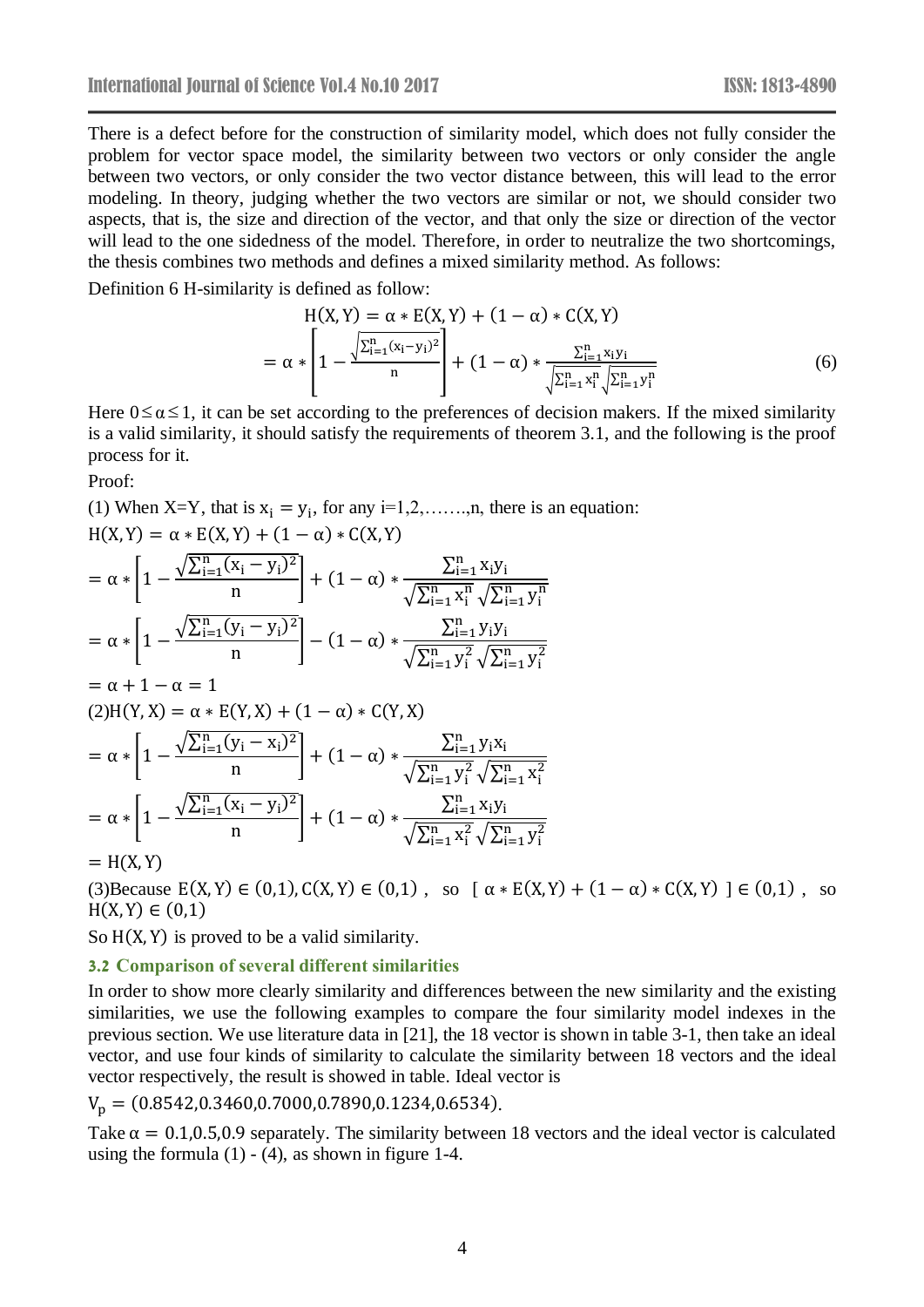There is a defect before for the construction of similarity model, which does not fully consider the problem for vector space model, the similarity between two vectors or only consider the angle between two vectors, or only consider the two vector distance between, this will lead to the error modeling. In theory, judging whether the two vectors are similar or not, we should consider two aspects, that is, the size and direction of the vector, and that only the size or direction of the vector will lead to the one sidedness of the model. Therefore, in order to neutralize the two shortcomings, the thesis combines two methods and defines a mixed similarity method. As follows:

Definition 6 H-similarity is defined as follow:

$$H(X,Y) = \alpha * E(X,Y) + (1-\alpha) * C(X,Y)$$
$$= \alpha * \left[1 - \frac{\sqrt{\sum_{i=1}^{n}(x_i - y_i)^2}}{n}\right] + (1-\alpha) * \frac{\sum_{i=1}^{n} x_i y_i}{\sqrt{\sum_{i=1}^{n} x_i^n}\sqrt{\sum_{i=1}^{n} y_i^n}} \tag{6}$$

Here $0 \le \alpha \le 1$, it can be set according to the preferences of decision makers. If the mixed similarity is a valid similarity, it should satisfy the requirements of theorem 3.1, and the following is the proof process for it.

Proof:

(1) When X=Y, that is $x_i = y_i$, for any i=1,2,…….,n, there is an equation:

$$H(X,Y) = \alpha * E(X,Y) + (1-\alpha) * C(X,Y)$$
$$= \alpha * \left[1 - \frac{\sqrt{\sum_{i=1}^{n}(x_i - y_i)^2}}{n}\right] + (1-\alpha) * \frac{\sum_{i=1}^{n} x_i y_i}{\sqrt{\sum_{i=1}^{n} x_i^n}\sqrt{\sum_{i=1}^{n} y_i^n}}$$
$$= \alpha * \left[1 - \frac{\sqrt{\sum_{i=1}^{n}(y_i - y_i)^2}}{n}\right] - (1-\alpha) * \frac{\sum_{i=1}^{n} y_i y_i}{\sqrt{\sum_{i=1}^{n} y_i^2}\sqrt{\sum_{i=1}^{n} y_i^2}}$$
$$= \alpha + 1 - \alpha = 1$$

(2)
$$H(Y,X) = \alpha * E(Y,X) + (1-\alpha) * C(Y,X)$$
$$= \alpha * \left[1 - \frac{\sqrt{\sum_{i=1}^{n}(y_i - x_i)^2}}{n}\right] + (1-\alpha) * \frac{\sum_{i=1}^{n} y_i x_i}{\sqrt{\sum_{i=1}^{n} y_i^2}\sqrt{\sum_{i=1}^{n} x_i^2}}$$
$$= \alpha * \left[1 - \frac{\sqrt{\sum_{i=1}^{n}(x_i - y_i)^2}}{n}\right] + (1-\alpha) * \frac{\sum_{i=1}^{n} x_i y_i}{\sqrt{\sum_{i=1}^{n} x_i^2}\sqrt{\sum_{i=1}^{n} y_i^2}}$$
$$= H(X,Y)$$

(3)Because $E(X,Y) \in (0,1), C(X,Y) \in (0,1)$, so $[\ \alpha * E(X,Y) + (1-\alpha) * C(X,Y)\ ] \in (0,1)$, so $H(X,Y) \in (0,1)$

So $H(X,Y)$ is proved to be a valid similarity.

### 3.2 Comparison of several different similarities

In order to show more clearly similarity and differences between the new similarity and the existing similarities, we use the following examples to compare the four similarity model indexes in the previous section. We use literature data in [21], the 18 vector is shown in table 3-1, then take an ideal vector, and use four kinds of similarity to calculate the similarity between 18 vectors and the ideal vector respectively, the result is showed in table. Ideal vector is

$V_p = (0.8542, 0.3460, 0.7000, 0.7890, 0.1234, 0.6534)$.

Take $\alpha = 0.1, 0.5, 0.9$ separately. The similarity between 18 vectors and the ideal vector is calculated using the formula (1) - (4), as shown in figure 1-4.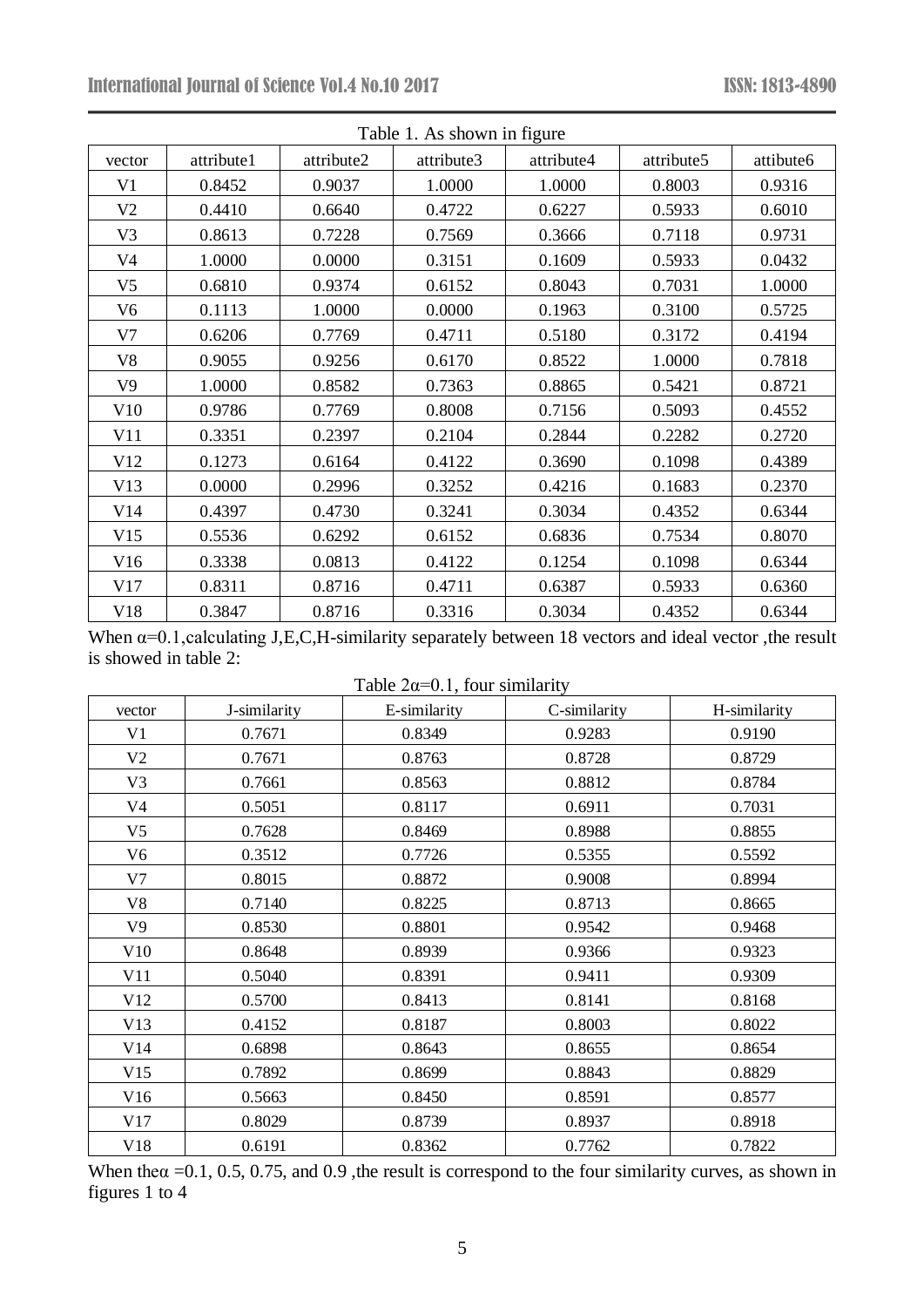Table 1. As shown in figure

| vector | attribute1 | attribute2 | attribute3 | attribute4 | attribute5 | attibute6 |
|---|---|---|---|---|---|---|
| V1 | 0.8452 | 0.9037 | 1.0000 | 1.0000 | 0.8003 | 0.9316 |
| V2 | 0.4410 | 0.6640 | 0.4722 | 0.6227 | 0.5933 | 0.6010 |
| V3 | 0.8613 | 0.7228 | 0.7569 | 0.3666 | 0.7118 | 0.9731 |
| V4 | 1.0000 | 0.0000 | 0.3151 | 0.1609 | 0.5933 | 0.0432 |
| V5 | 0.6810 | 0.9374 | 0.6152 | 0.8043 | 0.7031 | 1.0000 |
| V6 | 0.1113 | 1.0000 | 0.0000 | 0.1963 | 0.3100 | 0.5725 |
| V7 | 0.6206 | 0.7769 | 0.4711 | 0.5180 | 0.3172 | 0.4194 |
| V8 | 0.9055 | 0.9256 | 0.6170 | 0.8522 | 1.0000 | 0.7818 |
| V9 | 1.0000 | 0.8582 | 0.7363 | 0.8865 | 0.5421 | 0.8721 |
| V10 | 0.9786 | 0.7769 | 0.8008 | 0.7156 | 0.5093 | 0.4552 |
| V11 | 0.3351 | 0.2397 | 0.2104 | 0.2844 | 0.2282 | 0.2720 |
| V12 | 0.1273 | 0.6164 | 0.4122 | 0.3690 | 0.1098 | 0.4389 |
| V13 | 0.0000 | 0.2996 | 0.3252 | 0.4216 | 0.1683 | 0.2370 |
| V14 | 0.4397 | 0.4730 | 0.3241 | 0.3034 | 0.4352 | 0.6344 |
| V15 | 0.5536 | 0.6292 | 0.6152 | 0.6836 | 0.7534 | 0.8070 |
| V16 | 0.3338 | 0.0813 | 0.4122 | 0.1254 | 0.1098 | 0.6344 |
| V17 | 0.8311 | 0.8716 | 0.4711 | 0.6387 | 0.5933 | 0.6360 |
| V18 | 0.3847 | 0.8716 | 0.3316 | 0.3034 | 0.4352 | 0.6344 |

When $\alpha=0.1$,calculating J,E,C,H-similarity separately between 18 vectors and ideal vector ,the result is showed in table 2:

Table 2$\alpha=0.1$, four similarity

| vector | J-similarity | E-similarity | C-similarity | H-similarity |
|---|---|---|---|---|
| V1 | 0.7671 | 0.8349 | 0.9283 | 0.9190 |
| V2 | 0.7671 | 0.8763 | 0.8728 | 0.8729 |
| V3 | 0.7661 | 0.8563 | 0.8812 | 0.8784 |
| V4 | 0.5051 | 0.8117 | 0.6911 | 0.7031 |
| V5 | 0.7628 | 0.8469 | 0.8988 | 0.8855 |
| V6 | 0.3512 | 0.7726 | 0.5355 | 0.5592 |
| V7 | 0.8015 | 0.8872 | 0.9008 | 0.8994 |
| V8 | 0.7140 | 0.8225 | 0.8713 | 0.8665 |
| V9 | 0.8530 | 0.8801 | 0.9542 | 0.9468 |
| V10 | 0.8648 | 0.8939 | 0.9366 | 0.9323 |
| V11 | 0.5040 | 0.8391 | 0.9411 | 0.9309 |
| V12 | 0.5700 | 0.8413 | 0.8141 | 0.8168 |
| V13 | 0.4152 | 0.8187 | 0.8003 | 0.8022 |
| V14 | 0.6898 | 0.8643 | 0.8655 | 0.8654 |
| V15 | 0.7892 | 0.8699 | 0.8843 | 0.8829 |
| V16 | 0.5663 | 0.8450 | 0.8591 | 0.8577 |
| V17 | 0.8029 | 0.8739 | 0.8937 | 0.8918 |
| V18 | 0.6191 | 0.8362 | 0.7762 | 0.7822 |

When the$\alpha$ =0.1, 0.5, 0.75, and 0.9 ,the result is correspond to the four similarity curves, as shown in figures 1 to 4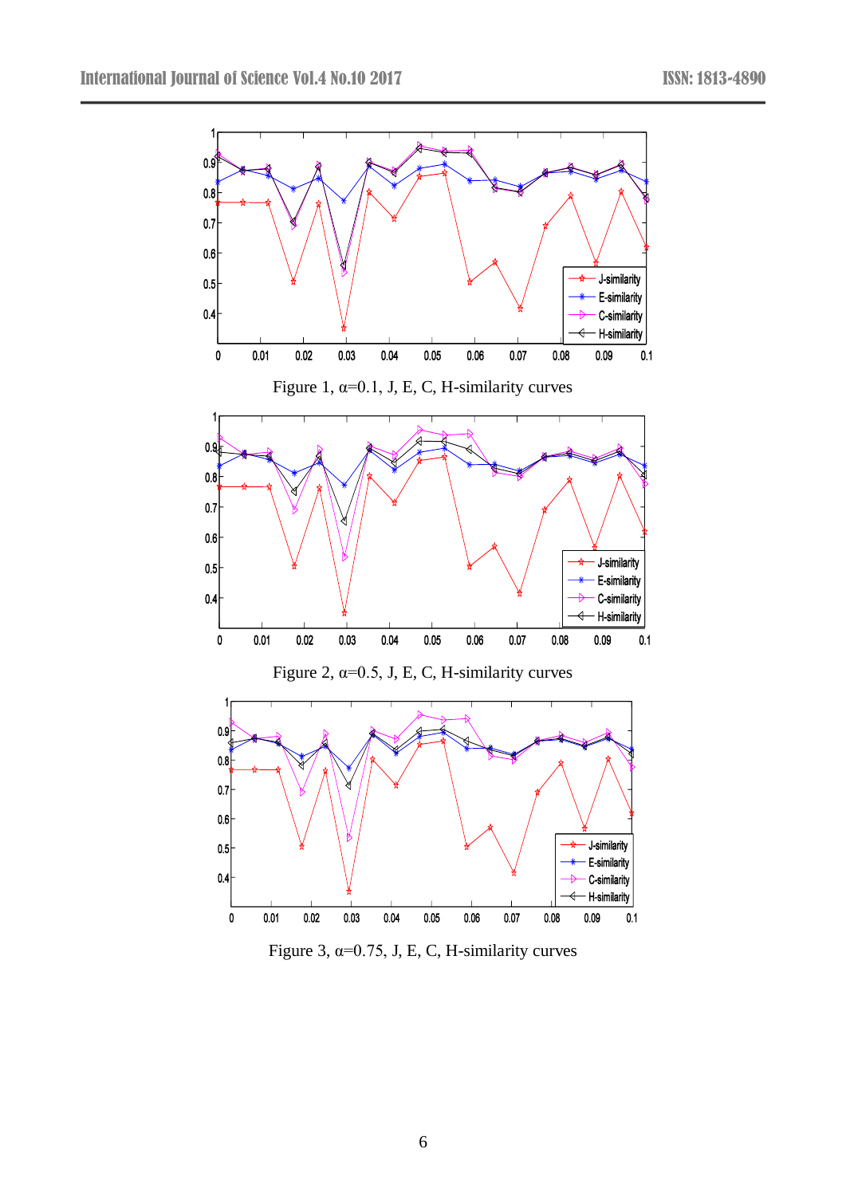Figure 1, α=0.1, J, E, C, H-similarity curves

Figure 2, α=0.5, J, E, C, H-similarity curves

Figure 3, α=0.75, J, E, C, H-similarity curves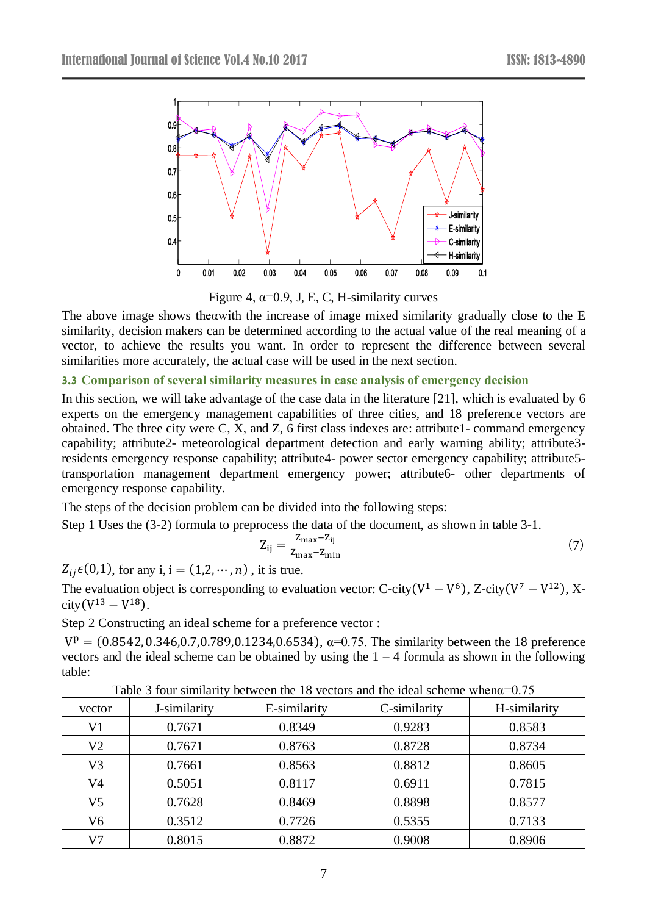Figure 4, α=0.9, J, E, C, H-similarity curves

The above image shows theαwith the increase of image mixed similarity gradually close to the E similarity, decision makers can be determined according to the actual value of the real meaning of a vector, to achieve the results you want. In order to represent the difference between several similarities more accurately, the actual case will be used in the next section.

### 3.3 Comparison of several similarity measures in case analysis of emergency decision

In this section, we will take advantage of the case data in the literature [21], which is evaluated by 6 experts on the emergency management capabilities of three cities, and 18 preference vectors are obtained. The three city were C, X, and Z, 6 first class indexes are: attribute1- command emergency capability; attribute2- meteorological department detection and early warning ability; attribute3- residents emergency response capability; attribute4- power sector emergency capability; attribute5- transportation management department emergency power; attribute6- other departments of emergency response capability.

The steps of the decision problem can be divided into the following steps:

Step 1 Uses the (3-2) formula to preprocess the data of the document, as shown in table 3-1.

$$Z_{ij} = \frac{Z_{max} - Z_{ij}}{Z_{max} - Z_{min}} \tag{7}$$

$Z_{ij} \epsilon (0,1)$, for any i, $i = (1,2,\cdots,n)$ , it is true.

The evaluation object is corresponding to evaluation vector: C-city($V^1 - V^6$), Z-city($V^7 - V^{12}$), X-city($V^{13} - V^{18}$).

Step 2 Constructing an ideal scheme for a preference vector :

$V^P = (0.8542, 0.346, 0.7, 0.789, 0.1234, 0.6534)$, α=0.75. The similarity between the 18 preference vectors and the ideal scheme can be obtained by using the 1 – 4 formula as shown in the following table:

Table 3 four similarity between the 18 vectors and the ideal scheme whenα=0.75

| vector | J-similarity | E-similarity | C-similarity | H-similarity |
| --- | --- | --- | --- | --- |
| V1 | 0.7671 | 0.8349 | 0.9283 | 0.8583 |
| V2 | 0.7671 | 0.8763 | 0.8728 | 0.8734 |
| V3 | 0.7661 | 0.8563 | 0.8812 | 0.8605 |
| V4 | 0.5051 | 0.8117 | 0.6911 | 0.7815 |
| V5 | 0.7628 | 0.8469 | 0.8898 | 0.8577 |
| V6 | 0.3512 | 0.7726 | 0.5355 | 0.7133 |
| V7 | 0.8015 | 0.8872 | 0.9008 | 0.8906 |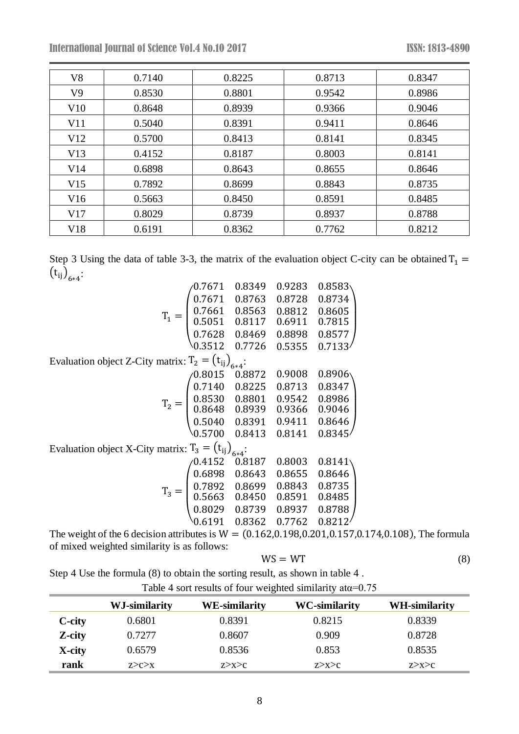| V8 | 0.7140 | 0.8225 | 0.8713 | 0.8347 |
|---|---|---|---|---|
| V9 | 0.8530 | 0.8801 | 0.9542 | 0.8986 |
| V10 | 0.8648 | 0.8939 | 0.9366 | 0.9046 |
| V11 | 0.5040 | 0.8391 | 0.9411 | 0.8646 |
| V12 | 0.5700 | 0.8413 | 0.8141 | 0.8345 |
| V13 | 0.4152 | 0.8187 | 0.8003 | 0.8141 |
| V14 | 0.6898 | 0.8643 | 0.8655 | 0.8646 |
| V15 | 0.7892 | 0.8699 | 0.8843 | 0.8735 |
| V16 | 0.5663 | 0.8450 | 0.8591 | 0.8485 |
| V17 | 0.8029 | 0.8739 | 0.8937 | 0.8788 |
| V18 | 0.6191 | 0.8362 | 0.7762 | 0.8212 |

Step 3 Using the data of table 3-3, the matrix of the evaluation object C-city can be obtained $T_1 = (t_{ij})_{6*4}$:

$$T_1 = \begin{pmatrix} 0.7671 & 0.8349 & 0.9283 & 0.8583 \\ 0.7671 & 0.8763 & 0.8728 & 0.8734 \\ 0.7661 & 0.8563 & 0.8812 & 0.8605 \\ 0.5051 & 0.8117 & 0.6911 & 0.7815 \\ 0.7628 & 0.8469 & 0.8898 & 0.8577 \\ 0.3512 & 0.7726 & 0.5355 & 0.7133 \end{pmatrix}$$

Evaluation object Z-City matrix: $T_2 = (t_{ij})_{6*4}$:

$$T_2 = \begin{pmatrix} 0.8015 & 0.8872 & 0.9008 & 0.8906 \\ 0.7140 & 0.8225 & 0.8713 & 0.8347 \\ 0.8530 & 0.8801 & 0.9542 & 0.8986 \\ 0.8648 & 0.8939 & 0.9366 & 0.9046 \\ 0.5040 & 0.8391 & 0.9411 & 0.8646 \\ 0.5700 & 0.8413 & 0.8141 & 0.8345 \end{pmatrix}$$

Evaluation object X-City matrix: $T_3 = (t_{ij})_{6*4}$:

$$T_3 = \begin{pmatrix} 0.4152 & 0.8187 & 0.8003 & 0.8141 \\ 0.6898 & 0.8643 & 0.8655 & 0.8646 \\ 0.7892 & 0.8699 & 0.8843 & 0.8735 \\ 0.5663 & 0.8450 & 0.8591 & 0.8485 \\ 0.8029 & 0.8739 & 0.8937 & 0.8788 \\ 0.6191 & 0.8362 & 0.7762 & 0.8212 \end{pmatrix}$$

The weight of the 6 decision attributes is $W = (0.162, 0.198, 0.201, 0.157, 0.174, 0.108)$, The formula of mixed weighted similarity is as follows:

$$WS = WT \tag{8}$$

Step 4 Use the formula (8) to obtain the sorting result, as shown in table 4 .

Table 4 sort results of four weighted similarity at$\alpha$=0.75

| | WJ-similarity | WE-similarity | WC-similarity | WH-similarity |
|---|---|---|---|---|
| **C-city** | 0.6801 | 0.8391 | 0.8215 | 0.8339 |
| **Z-city** | 0.7277 | 0.8607 | 0.909 | 0.8728 |
| **X-city** | 0.6579 | 0.8536 | 0.853 | 0.8535 |
| **rank** | z>c>x | z>x>c | z>x>c | z>x>c |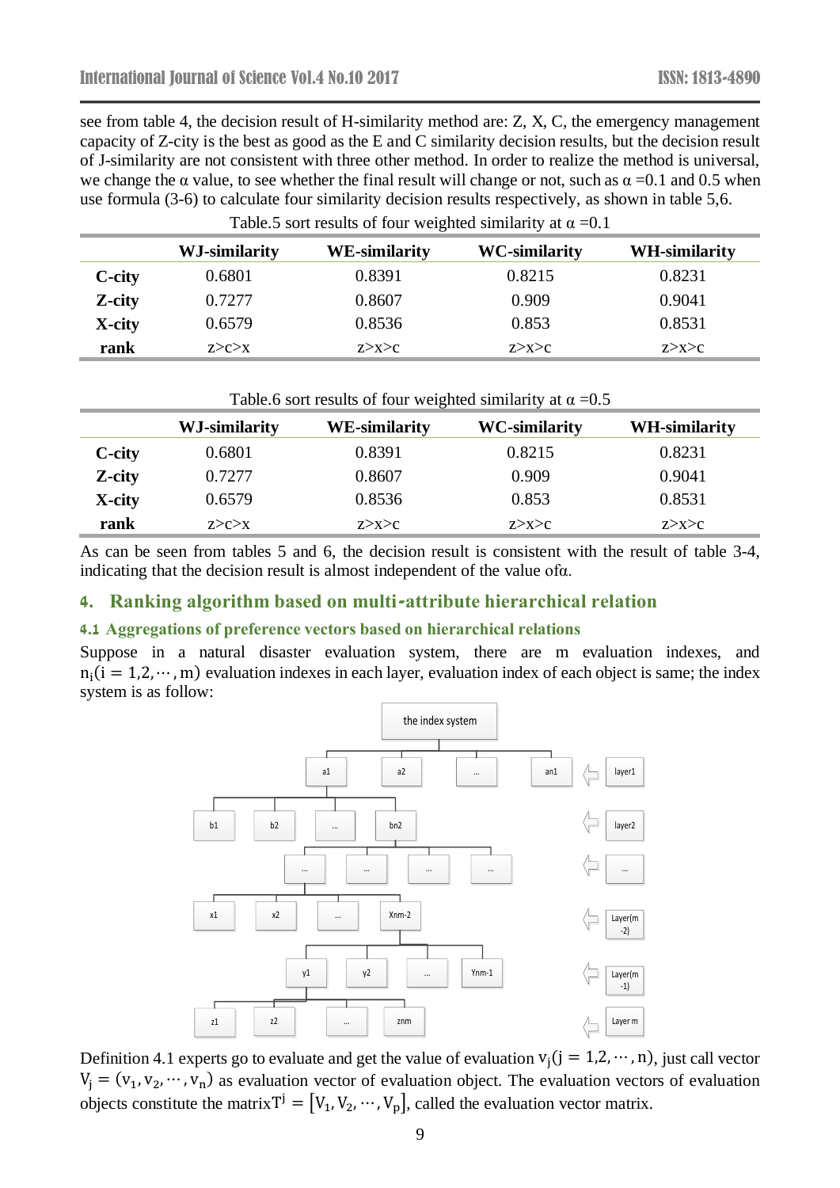see from table 4, the decision result of H-similarity method are: Z, X, C, the emergency management capacity of Z-city is the best as good as the E and C similarity decision results, but the decision result of J-similarity are not consistent with three other method. In order to realize the method is universal, we change the α value, to see whether the final result will change or not, such as α =0.1 and 0.5 when use formula (3-6) to calculate four similarity decision results respectively, as shown in table 5,6.

Table.5 sort results of four weighted similarity at α =0.1

| | WJ-similarity | WE-similarity | WC-similarity | WH-similarity |
|---|---|---|---|---|
| **C-city** | 0.6801 | 0.8391 | 0.8215 | 0.8231 |
| **Z-city** | 0.7277 | 0.8607 | 0.909 | 0.9041 |
| **X-city** | 0.6579 | 0.8536 | 0.853 | 0.8531 |
| **rank** | z>c>x | z>x>c | z>x>c | z>x>c |

Table.6 sort results of four weighted similarity at α =0.5

| | WJ-similarity | WE-similarity | WC-similarity | WH-similarity |
|---|---|---|---|---|
| **C-city** | 0.6801 | 0.8391 | 0.8215 | 0.8231 |
| **Z-city** | 0.7277 | 0.8607 | 0.909 | 0.9041 |
| **X-city** | 0.6579 | 0.8536 | 0.853 | 0.8531 |
| **rank** | z>c>x | z>x>c | z>x>c | z>x>c |

As can be seen from tables 5 and 6, the decision result is consistent with the result of table 3-4, indicating that the decision result is almost independent of the value ofα.

## 4. Ranking algorithm based on multi-attribute hierarchical relation

### 4.1 Aggregations of preference vectors based on hierarchical relations

Suppose in a natural disaster evaluation system, there are m evaluation indexes, and $n_i(i = 1,2,\cdots,m)$ evaluation indexes in each layer, evaluation index of each object is same; the index system is as follow:

the index system

a1 a2 ... an1 — layer1

b1 b2 ... bn2 — layer2

... ... ... ... — ...

x1 x2 ... Xnm-2 — Layer(m-2)

y1 y2 ... Ynm-1 — Layer(m-1)

z1 z2 ... znm — Layer m

Definition 4.1 experts go to evaluate and get the value of evaluation $v_j(j = 1,2,\cdots,n)$, just call vector $V_j = (v_1, v_2,\cdots, v_n)$ as evaluation vector of evaluation object. The evaluation vectors of evaluation objects constitute the matrix$T^j = [V_1, V_2,\cdots, V_p]$, called the evaluation vector matrix.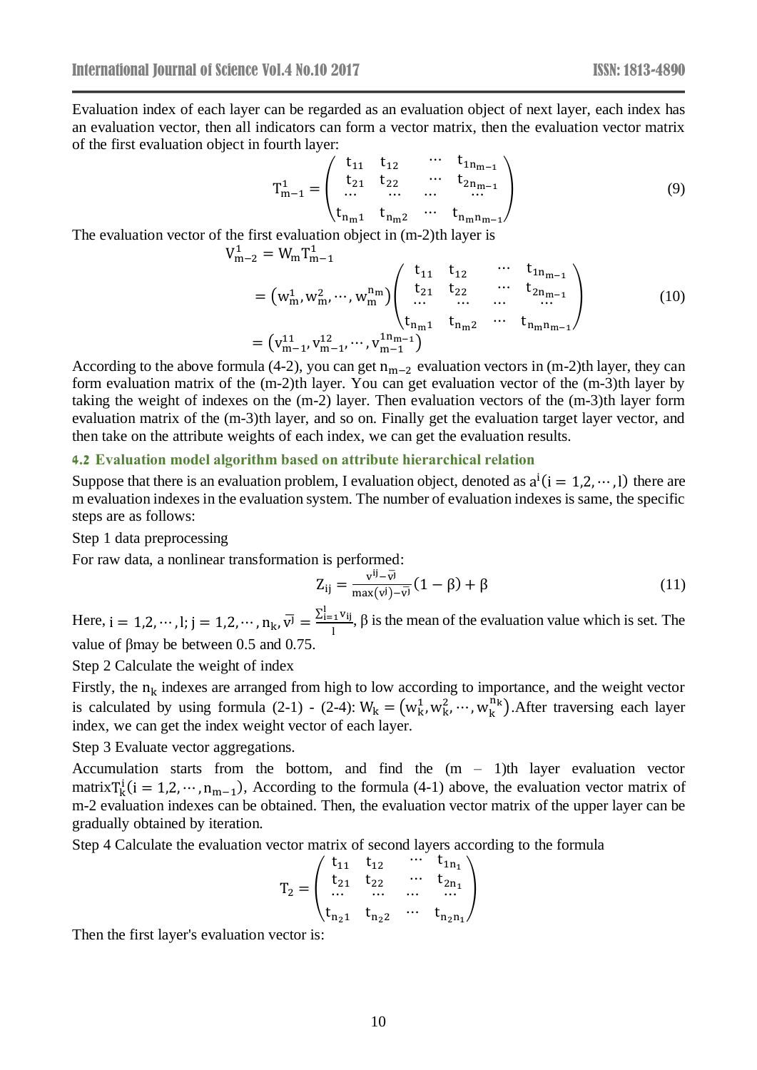Evaluation index of each layer can be regarded as an evaluation object of next layer, each index has an evaluation vector, then all indicators can form a vector matrix, then the evaluation vector matrix of the first evaluation object in fourth layer:

$$T_{m-1}^{1} = \begin{pmatrix} t_{11} & t_{12} & \cdots & t_{1n_{m-1}} \\ t_{21} & t_{22} & \cdots & t_{2n_{m-1}} \\ \cdots & \cdots & \cdots & \cdots \\ t_{n_m 1} & t_{n_m 2} & \cdots & t_{n_m n_{m-1}} \end{pmatrix} \tag{9}$$

The evaluation vector of the first evaluation object in (m-2)th layer is

$$\begin{aligned} V_{m-2}^{1} &= W_m T_{m-1}^{1} \\ &= \left(w_m^1, w_m^2, \cdots, w_m^{n_m}\right) \begin{pmatrix} t_{11} & t_{12} & \cdots & t_{1n_{m-1}} \\ t_{21} & t_{22} & \cdots & t_{2n_{m-1}} \\ \cdots & \cdots & \cdots & \cdots \\ t_{n_m 1} & t_{n_m 2} & \cdots & t_{n_m n_{m-1}} \end{pmatrix} \\ &= \left(v_{m-1}^{11}, v_{m-1}^{12}, \cdots, v_{m-1}^{1n_{m-1}}\right) \end{aligned} \tag{10}$$

According to the above formula (4-2), you can get $n_{m-2}$ evaluation vectors in (m-2)th layer, they can form evaluation matrix of the (m-2)th layer. You can get evaluation vector of the (m-3)th layer by taking the weight of indexes on the (m-2) layer. Then evaluation vectors of the (m-3)th layer form evaluation matrix of the (m-3)th layer, and so on. Finally get the evaluation target layer vector, and then take on the attribute weights of each index, we can get the evaluation results.

### 4.2 Evaluation model algorithm based on attribute hierarchical relation

Suppose that there is an evaluation problem, I evaluation object, denoted as $a^i(i = 1,2,\cdots,l)$ there are m evaluation indexes in the evaluation system. The number of evaluation indexes is same, the specific steps are as follows:

Step 1 data preprocessing

For raw data, a nonlinear transformation is performed:

$$Z_{ij} = \frac{v^{ij} - \bar{v^j}}{\max(v^j) - \bar{v^j}}(1-\beta) + \beta \tag{11}$$

Here, $i = 1,2,\cdots,l; j = 1,2,\cdots,n_k, \bar{v^j} = \frac{\sum_{i=1}^{l} v_{ij}}{l}$, β is the mean of the evaluation value which is set. The value of βmay be between 0.5 and 0.75.

Step 2 Calculate the weight of index

Firstly, the $n_k$ indexes are arranged from high to low according to importance, and the weight vector is calculated by using formula (2-1) - (2-4): $W_k = \left(w_k^1, w_k^2, \cdots, w_k^{n_k}\right)$.After traversing each layer index, we can get the index weight vector of each layer.

Step 3 Evaluate vector aggregations.

Accumulation starts from the bottom, and find the (m – 1)th layer evaluation vector matrix$T_k^i(i = 1,2,\cdots,n_{m-1})$, According to the formula (4-1) above, the evaluation vector matrix of m-2 evaluation indexes can be obtained. Then, the evaluation vector matrix of the upper layer can be gradually obtained by iteration.

Step 4 Calculate the evaluation vector matrix of second layers according to the formula

$$T_2 = \begin{pmatrix} t_{11} & t_{12} & \cdots & t_{1n_1} \\ t_{21} & t_{22} & \cdots & t_{2n_1} \\ \cdots & \cdots & \cdots & \cdots \\ t_{n_2 1} & t_{n_2 2} & \cdots & t_{n_2 n_1} \end{pmatrix}$$

Then the first layer's evaluation vector is: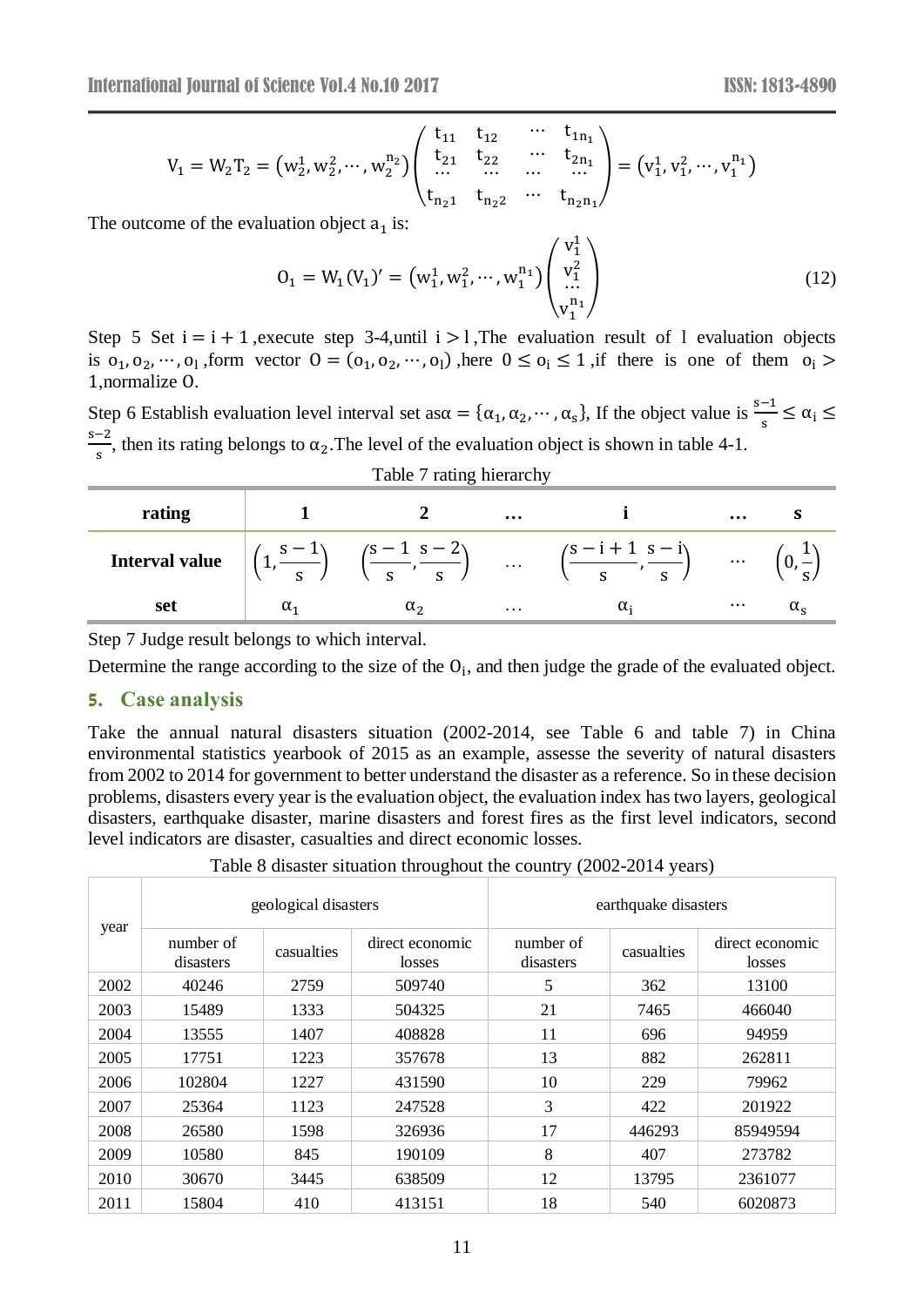$$V_1 = W_2T_2 = \left(w_2^1, w_2^2, \cdots, w_2^{n_2}\right)\begin{pmatrix} t_{11} & t_{12} & \cdots & t_{1n_1} \\ t_{21} & t_{22} & \cdots & t_{2n_1} \\ \cdots & \cdots & \cdots & \cdots \\ t_{n_21} & t_{n_22} & \cdots & t_{n_2n_1} \end{pmatrix} = \left(v_1^1, v_1^2, \cdots, v_1^{n_1}\right)$$

The outcome of the evaluation object $a_1$ is:

$$O_1 = W_1(V_1)' = \left(w_1^1, w_1^2, \cdots, w_1^{n_1}\right)\begin{pmatrix} v_1^1 \\ v_1^2 \\ \cdots \\ v_1^{n_1} \end{pmatrix} \tag{12}$$

Step 5 Set $i = i + 1$, execute step 3-4, until $i > l$, The evaluation result of $l$ evaluation objects is $o_1, o_2, \cdots, o_l$, form vector $O = (o_1, o_2, \cdots, o_l)$, here $0 \leq o_i \leq 1$, if there is one of them $o_i > 1$, normalize $O$.

Step 6 Establish evaluation level interval set as $\alpha = \{\alpha_1, \alpha_2, \cdots, \alpha_s\}$, If the object value is $\frac{s-1}{s} \leq \alpha_i \leq \frac{s-2}{s}$, then its rating belongs to $\alpha_2$. The level of the evaluation object is shown in table 4-1.

Table 7 rating hierarchy

| **rating** | **1** | **2** | **…** | **i** | **…** | **s** |
|---|---|---|---|---|---|---|
| **Interval value** | $\left(1, \frac{s-1}{s}\right)$ | $\left(\frac{s-1}{s}, \frac{s-2}{s}\right)$ | … | $\left(\frac{s-i+1}{s}, \frac{s-i}{s}\right)$ | … | $\left(0, \frac{1}{s}\right)$ |
| **set** | $\alpha_1$ | $\alpha_2$ | … | $\alpha_i$ | … | $\alpha_s$ |

Step 7 Judge result belongs to which interval.

Determine the range according to the size of the $O_i$, and then judge the grade of the evaluated object.

## 5. Case analysis

Take the annual natural disasters situation (2002-2014, see Table 6 and table 7) in China environmental statistics yearbook of 2015 as an example, assesse the severity of natural disasters from 2002 to 2014 for government to better understand the disaster as a reference. So in these decision problems, disasters every year is the evaluation object, the evaluation index has two layers, geological disasters, earthquake disaster, marine disasters and forest fires as the first level indicators, second level indicators are disaster, casualties and direct economic losses.

Table 8 disaster situation throughout the country (2002-2014 years)

| year | geological disasters | | | earthquake disasters | | |
|---|---|---|---|---|---|---|
| | number of disasters | casualties | direct economic losses | number of disasters | casualties | direct economic losses |
| 2002 | 40246 | 2759 | 509740 | 5 | 362 | 13100 |
| 2003 | 15489 | 1333 | 504325 | 21 | 7465 | 466040 |
| 2004 | 13555 | 1407 | 408828 | 11 | 696 | 94959 |
| 2005 | 17751 | 1223 | 357678 | 13 | 882 | 262811 |
| 2006 | 102804 | 1227 | 431590 | 10 | 229 | 79962 |
| 2007 | 25364 | 1123 | 247528 | 3 | 422 | 201922 |
| 2008 | 26580 | 1598 | 326936 | 17 | 446293 | 85949594 |
| 2009 | 10580 | 845 | 190109 | 8 | 407 | 273782 |
| 2010 | 30670 | 3445 | 638509 | 12 | 13795 | 2361077 |
| 2011 | 15804 | 410 | 413151 | 18 | 540 | 6020873 |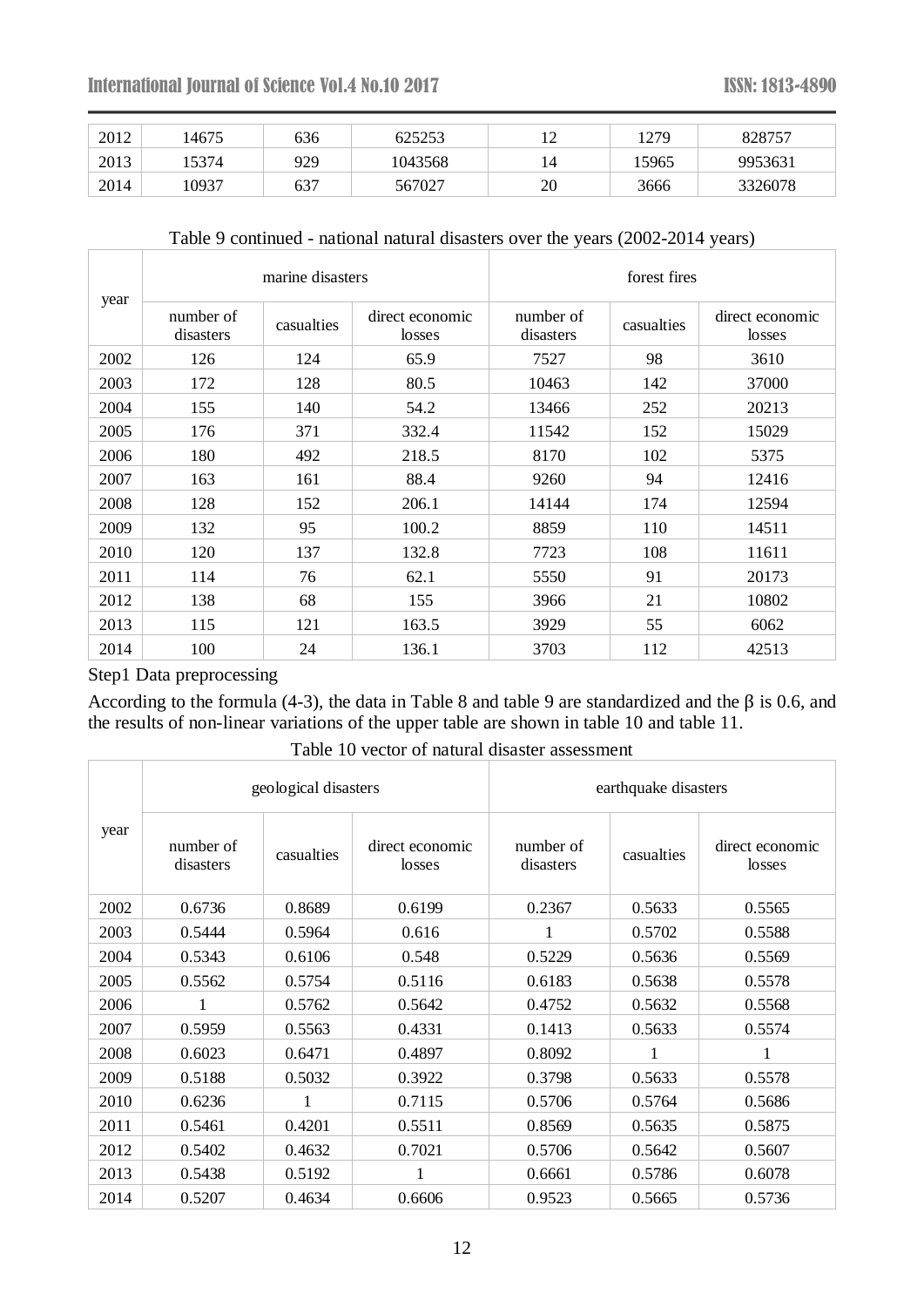| 2012 | 14675 | 636 | 625253 | 12 | 1279 | 828757 |
|---|---|---|---|---|---|---|
| 2013 | 15374 | 929 | 1043568 | 14 | 15965 | 9953631 |
| 2014 | 10937 | 637 | 567027 | 20 | 3666 | 3326078 |

Table 9 continued - national natural disasters over the years (2002-2014 years)

| year | marine disasters | | | forest fires | | |
|---|---|---|---|---|---|---|
| | number of disasters | casualties | direct economic losses | number of disasters | casualties | direct economic losses |
| 2002 | 126 | 124 | 65.9 | 7527 | 98 | 3610 |
| 2003 | 172 | 128 | 80.5 | 10463 | 142 | 37000 |
| 2004 | 155 | 140 | 54.2 | 13466 | 252 | 20213 |
| 2005 | 176 | 371 | 332.4 | 11542 | 152 | 15029 |
| 2006 | 180 | 492 | 218.5 | 8170 | 102 | 5375 |
| 2007 | 163 | 161 | 88.4 | 9260 | 94 | 12416 |
| 2008 | 128 | 152 | 206.1 | 14144 | 174 | 12594 |
| 2009 | 132 | 95 | 100.2 | 8859 | 110 | 14511 |
| 2010 | 120 | 137 | 132.8 | 7723 | 108 | 11611 |
| 2011 | 114 | 76 | 62.1 | 5550 | 91 | 20173 |
| 2012 | 138 | 68 | 155 | 3966 | 21 | 10802 |
| 2013 | 115 | 121 | 163.5 | 3929 | 55 | 6062 |
| 2014 | 100 | 24 | 136.1 | 3703 | 112 | 42513 |

Step1 Data preprocessing

According to the formula (4-3), the data in Table 8 and table 9 are standardized and the $\beta$ is 0.6, and the results of non-linear variations of the upper table are shown in table 10 and table 11.

Table 10 vector of natural disaster assessment

| year | geological disasters | | | earthquake disasters | | |
|---|---|---|---|---|---|---|
| | number of disasters | casualties | direct economic losses | number of disasters | casualties | direct economic losses |
| 2002 | 0.6736 | 0.8689 | 0.6199 | 0.2367 | 0.5633 | 0.5565 |
| 2003 | 0.5444 | 0.5964 | 0.616 | 1 | 0.5702 | 0.5588 |
| 2004 | 0.5343 | 0.6106 | 0.548 | 0.5229 | 0.5636 | 0.5569 |
| 2005 | 0.5562 | 0.5754 | 0.5116 | 0.6183 | 0.5638 | 0.5578 |
| 2006 | 1 | 0.5762 | 0.5642 | 0.4752 | 0.5632 | 0.5568 |
| 2007 | 0.5959 | 0.5563 | 0.4331 | 0.1413 | 0.5633 | 0.5574 |
| 2008 | 0.6023 | 0.6471 | 0.4897 | 0.8092 | 1 | 1 |
| 2009 | 0.5188 | 0.5032 | 0.3922 | 0.3798 | 0.5633 | 0.5578 |
| 2010 | 0.6236 | 1 | 0.7115 | 0.5706 | 0.5764 | 0.5686 |
| 2011 | 0.5461 | 0.4201 | 0.5511 | 0.8569 | 0.5635 | 0.5875 |
| 2012 | 0.5402 | 0.4632 | 0.7021 | 0.5706 | 0.5642 | 0.5607 |
| 2013 | 0.5438 | 0.5192 | 1 | 0.6661 | 0.5786 | 0.6078 |
| 2014 | 0.5207 | 0.4634 | 0.6606 | 0.9523 | 0.5665 | 0.5736 |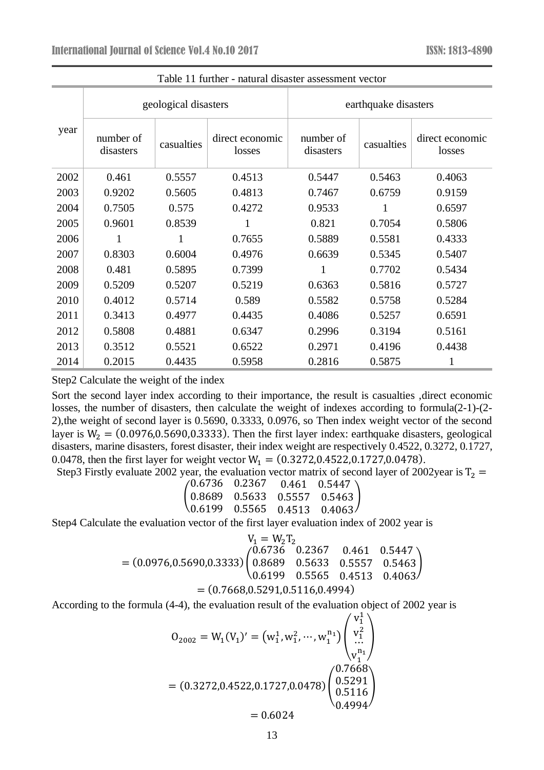Table 11 further - natural disaster assessment vector

| year | geological disasters | | | earthquake disasters | | |
|---|---|---|---|---|---|---|
| | number of disasters | casualties | direct economic losses | number of disasters | casualties | direct economic losses |
| 2002 | 0.461 | 0.5557 | 0.4513 | 0.5447 | 0.5463 | 0.4063 |
| 2003 | 0.9202 | 0.5605 | 0.4813 | 0.7467 | 0.6759 | 0.9159 |
| 2004 | 0.7505 | 0.575 | 0.4272 | 0.9533 | 1 | 0.6597 |
| 2005 | 0.9601 | 0.8539 | 1 | 0.821 | 0.7054 | 0.5806 |
| 2006 | 1 | 1 | 0.7655 | 0.5889 | 0.5581 | 0.4333 |
| 2007 | 0.8303 | 0.6004 | 0.4976 | 0.6639 | 0.5345 | 0.5407 |
| 2008 | 0.481 | 0.5895 | 0.7399 | 1 | 0.7702 | 0.5434 |
| 2009 | 0.5209 | 0.5207 | 0.5219 | 0.6363 | 0.5816 | 0.5727 |
| 2010 | 0.4012 | 0.5714 | 0.589 | 0.5582 | 0.5758 | 0.5284 |
| 2011 | 0.3413 | 0.4977 | 0.4435 | 0.4086 | 0.5257 | 0.6591 |
| 2012 | 0.5808 | 0.4881 | 0.6347 | 0.2996 | 0.3194 | 0.5161 |
| 2013 | 0.3512 | 0.5521 | 0.6522 | 0.2971 | 0.4196 | 0.4438 |
| 2014 | 0.2015 | 0.4435 | 0.5958 | 0.2816 | 0.5875 | 1 |

Step2 Calculate the weight of the index

Sort the second layer index according to their importance, the result is casualties ,direct economic losses, the number of disasters, then calculate the weight of indexes according to formula(2-1)-(2-2),the weight of second layer is 0.5690, 0.3333, 0.0976, so Then index weight vector of the second layer is $W_2 = (0.0976, 0.5690, 0.3333)$. Then the first layer index: earthquake disasters, geological disasters, marine disasters, forest disaster, their index weight are respectively 0.4522, 0.3272, 0.1727, 0.0478, then the first layer for weight vector $W_1 = (0.3272, 0.4522, 0.1727, 0.0478)$.

Step3 Firstly evaluate 2002 year, the evaluation vector matrix of second layer of 2002year is $T_2 = \begin{pmatrix} 0.6736 & 0.2367 & 0.461 & 0.5447 \\ 0.8689 & 0.5633 & 0.5557 & 0.5463 \\ 0.6199 & 0.5565 & 0.4513 & 0.4063 \end{pmatrix}$

Step4 Calculate the evaluation vector of the first layer evaluation index of 2002 year is

$$V_1 = W_2 T_2$$
$$= (0.0976, 0.5690, 0.3333)\begin{pmatrix} 0.6736 & 0.2367 & 0.461 & 0.5447 \\ 0.8689 & 0.5633 & 0.5557 & 0.5463 \\ 0.6199 & 0.5565 & 0.4513 & 0.4063 \end{pmatrix}$$
$$= (0.7668, 0.5291, 0.5116, 0.4994)$$

According to the formula (4-4), the evaluation result of the evaluation object of 2002 year is

$$O_{2002} = W_1 (V_1)' = \left(w_1^1, w_1^2, \cdots, w_1^{n_1}\right)\begin{pmatrix} v_1^1 \\ v_1^2 \\ \cdots \\ v_1^{n_1} \end{pmatrix}$$
$$= (0.3272, 0.4522, 0.1727, 0.0478)\begin{pmatrix} 0.7668 \\ 0.5291 \\ 0.5116 \\ 0.4994 \end{pmatrix}$$
$$= 0.6024$$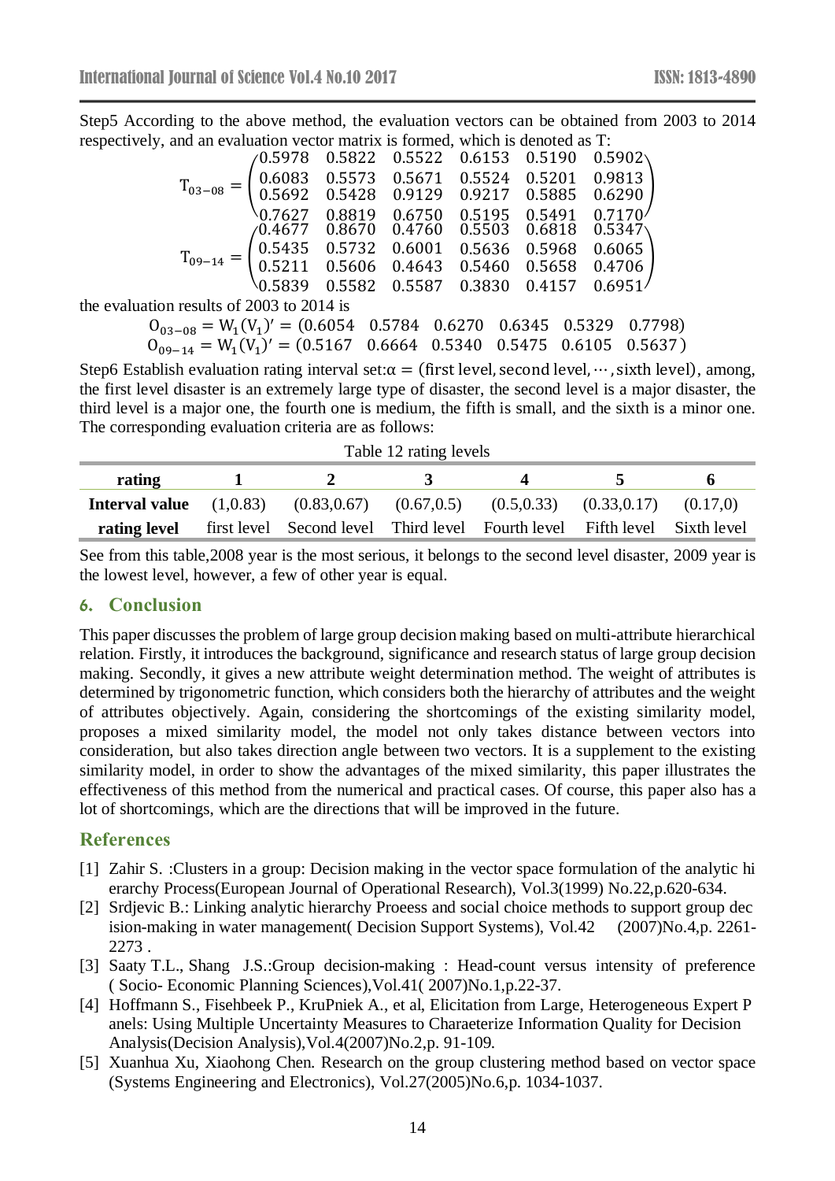Step5 According to the above method, the evaluation vectors can be obtained from 2003 to 2014 respectively, and an evaluation vector matrix is formed, which is denoted as T:

$$T_{03-08} = \begin{pmatrix} 0.5978 & 0.5822 & 0.5522 & 0.6153 & 0.5190 & 0.5902 \\ 0.6083 & 0.5573 & 0.5671 & 0.5524 & 0.5201 & 0.9813 \\ 0.5692 & 0.5428 & 0.9129 & 0.9217 & 0.5885 & 0.6290 \\ 0.7627 & 0.8819 & 0.6750 & 0.5195 & 0.5491 & 0.7170 \end{pmatrix}$$

$$T_{09-14} = \begin{pmatrix} 0.4677 & 0.8670 & 0.4760 & 0.5503 & 0.6818 & 0.5347 \\ 0.5435 & 0.5732 & 0.6001 & 0.5636 & 0.5968 & 0.6065 \\ 0.5211 & 0.5606 & 0.4643 & 0.5460 & 0.5658 & 0.4706 \\ 0.5839 & 0.5582 & 0.5587 & 0.3830 & 0.4157 & 0.6951 \end{pmatrix}$$

the evaluation results of 2003 to 2014 is

$$O_{03-08} = W_1(V_1)' = (0.6054 \quad 0.5784 \quad 0.6270 \quad 0.6345 \quad 0.5329 \quad 0.7798)$$

$$O_{09-14} = W_1(V_1)' = (0.5167 \quad 0.6664 \quad 0.5340 \quad 0.5475 \quad 0.6105 \quad 0.5637)$$

Step6 Establish evaluation rating interval set: $\alpha = (\text{first level}, \text{second level}, \cdots, \text{sixth level})$, among, the first level disaster is an extremely large type of disaster, the second level is a major disaster, the third level is a major one, the fourth one is medium, the fifth is small, and the sixth is a minor one. The corresponding evaluation criteria are as follows:

Table 12 rating levels

| rating | 1 | 2 | 3 | 4 | 5 | 6 |
|---|---|---|---|---|---|---|
| **Interval value** | (1,0.83) | (0.83,0.67) | (0.67,0.5) | (0.5,0.33) | (0.33,0.17) | (0.17,0) |
| **rating level** | first level | Second level | Third level | Fourth level | Fifth level | Sixth level |

See from this table,2008 year is the most serious, it belongs to the second level disaster, 2009 year is the lowest level, however, a few of other year is equal.

## 6. Conclusion

This paper discusses the problem of large group decision making based on multi-attribute hierarchical relation. Firstly, it introduces the background, significance and research status of large group decision making. Secondly, it gives a new attribute weight determination method. The weight of attributes is determined by trigonometric function, which considers both the hierarchy of attributes and the weight of attributes objectively. Again, considering the shortcomings of the existing similarity model, proposes a mixed similarity model, the model not only takes distance between vectors into consideration, but also takes direction angle between two vectors. It is a supplement to the existing similarity model, in order to show the advantages of the mixed similarity, this paper illustrates the effectiveness of this method from the numerical and practical cases. Of course, this paper also has a lot of shortcomings, which are the directions that will be improved in the future.

## References

[1] Zahir S. :Clusters in a group: Decision making in the vector space formulation of the analytic hi erarchy Process(European Journal of Operational Research), Vol.3(1999) No.22,p.620-634.

[2] Srdjevic B.: Linking analytic hierarchy Proeess and social choice methods to support group dec ision-making in water management( Decision Support Systems), Vol.42 (2007)No.4,p. 2261-2273 .

[3] Saaty T.L., Shang J.S.:Group decision-making : Head-count versus intensity of preference ( Socio- Economic Planning Sciences),Vol.41( 2007)No.1,p.22-37.

[4] Hoffmann S., Fisehbeek P., KruPniek A., et al, Elicitation from Large, Heterogeneous Expert P anels: Using Multiple Uncertainty Measures to Charaeterize Information Quality for Decision Analysis(Decision Analysis),Vol.4(2007)No.2,p. 91-109.

[5] Xuanhua Xu, Xiaohong Chen. Research on the group clustering method based on vector space (Systems Engineering and Electronics), Vol.27(2005)No.6,p. 1034-1037.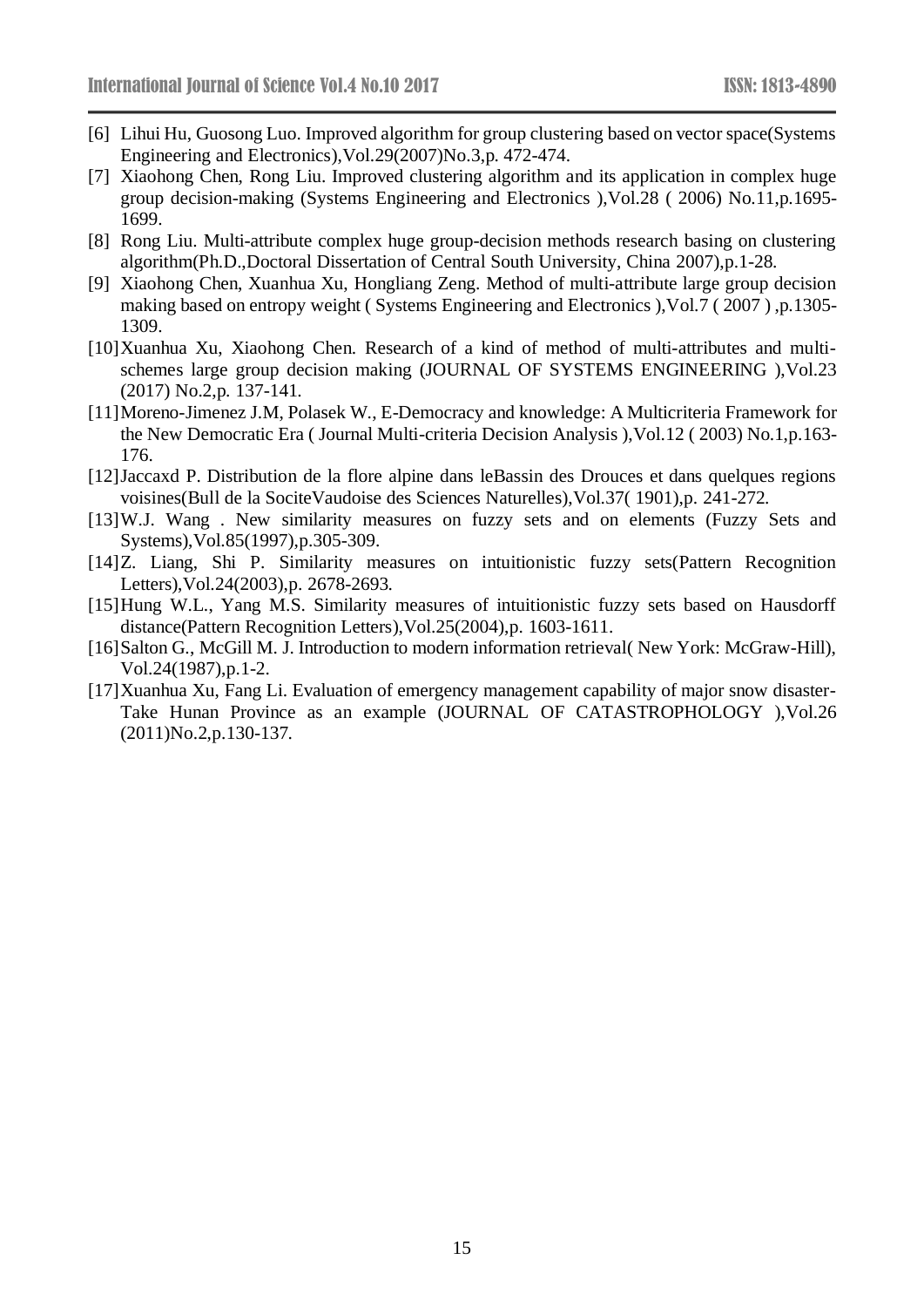[6] Lihui Hu, Guosong Luo. Improved algorithm for group clustering based on vector space(Systems Engineering and Electronics),Vol.29(2007)No.3,p. 472-474.

[7] Xiaohong Chen, Rong Liu. Improved clustering algorithm and its application in complex huge group decision-making (Systems Engineering and Electronics ),Vol.28 ( 2006) No.11,p.1695-1699.

[8] Rong Liu. Multi-attribute complex huge group-decision methods research basing on clustering algorithm(Ph.D.,Doctoral Dissertation of Central South University, China 2007),p.1-28.

[9] Xiaohong Chen, Xuanhua Xu, Hongliang Zeng. Method of multi-attribute large group decision making based on entropy weight ( Systems Engineering and Electronics ),Vol.7 ( 2007 ) ,p.1305-1309.

[10] Xuanhua Xu, Xiaohong Chen. Research of a kind of method of multi-attributes and multi-schemes large group decision making (JOURNAL OF SYSTEMS ENGINEERING ),Vol.23 (2017) No.2,p. 137-141.

[11] Moreno-Jimenez J.M, Polasek W., E-Democracy and knowledge: A Multicriteria Framework for the New Democratic Era ( Journal Multi-criteria Decision Analysis ),Vol.12 ( 2003) No.1,p.163-176.

[12] Jaccaxd P. Distribution de la flore alpine dans leBassin des Drouces et dans quelques regions voisines(Bull de la SociteVaudoise des Sciences Naturelles),Vol.37( 1901),p. 241-272.

[13] W.J. Wang . New similarity measures on fuzzy sets and on elements (Fuzzy Sets and Systems),Vol.85(1997),p.305-309.

[14] Z. Liang, Shi P. Similarity measures on intuitionistic fuzzy sets(Pattern Recognition Letters),Vol.24(2003),p. 2678-2693.

[15] Hung W.L., Yang M.S. Similarity measures of intuitionistic fuzzy sets based on Hausdorff distance(Pattern Recognition Letters),Vol.25(2004),p. 1603-1611.

[16] Salton G., McGill M. J. Introduction to modern information retrieval( New York: McGraw-Hill), Vol.24(1987),p.1-2.

[17] Xuanhua Xu, Fang Li. Evaluation of emergency management capability of major snow disaster-Take Hunan Province as an example (JOURNAL OF CATASTROPHOLOGY ),Vol.26 (2011)No.2,p.130-137.